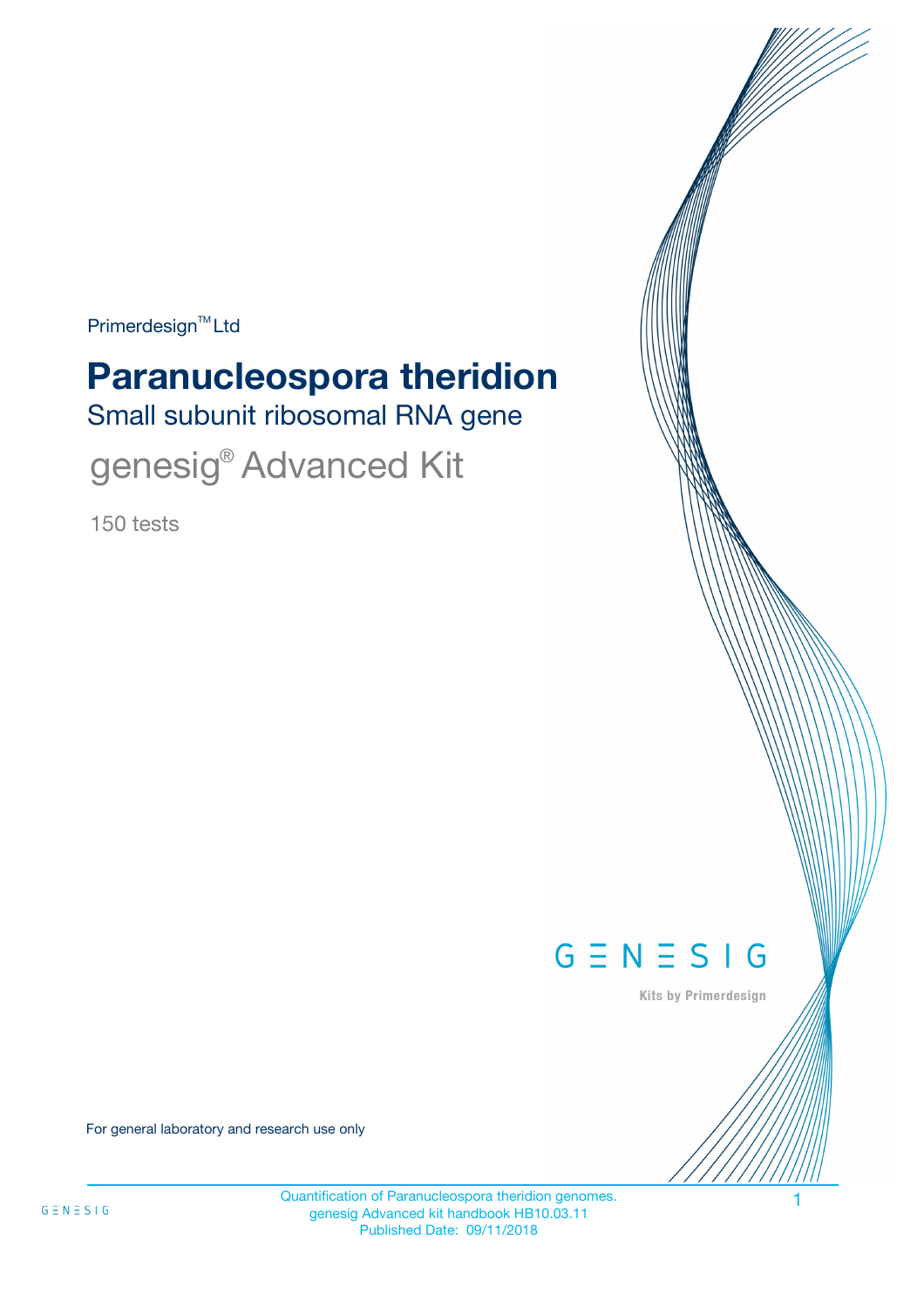Primerdesign™ Ltd

# Paranucleospora theridion

## Small subunit ribosomal RNA gene

## genesig® Advanced Kit

150 tests

GENESIG

Kits by Primerdesign

For general laboratory and research use only

Quantification of Paranucleospora theridion genomes.
genesig Advanced kit handbook HB10.03.11
Published Date: 09/11/2018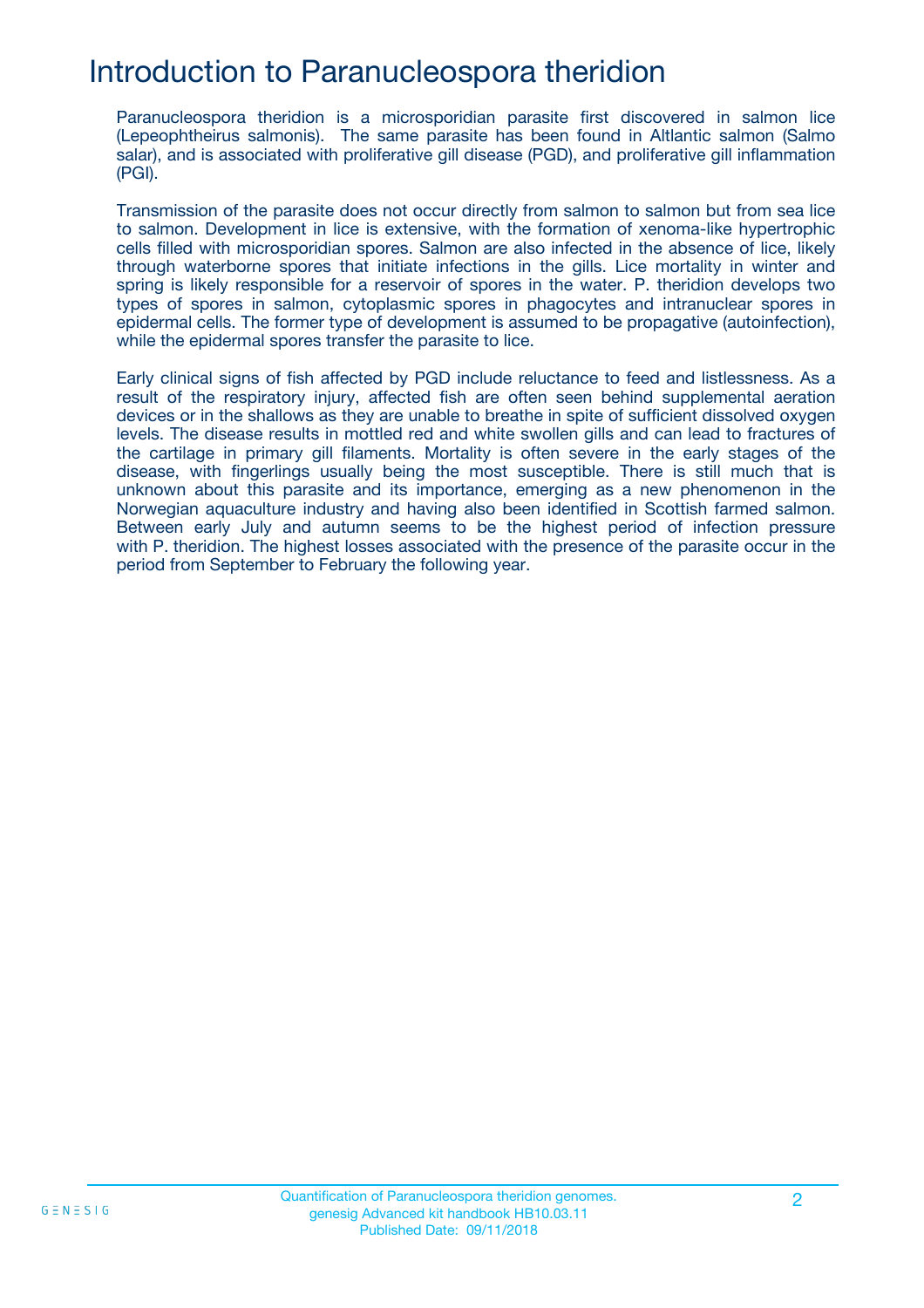# Introduction to Paranucleospora theridion

Paranucleospora theridion is a microsporidian parasite first discovered in salmon lice (Lepeophtheirus salmonis). The same parasite has been found in Altlantic salmon (Salmo salar), and is associated with proliferative gill disease (PGD), and proliferative gill inflammation (PGI).

Transmission of the parasite does not occur directly from salmon to salmon but from sea lice to salmon. Development in lice is extensive, with the formation of xenoma-like hypertrophic cells filled with microsporidian spores. Salmon are also infected in the absence of lice, likely through waterborne spores that initiate infections in the gills. Lice mortality in winter and spring is likely responsible for a reservoir of spores in the water. P. theridion develops two types of spores in salmon, cytoplasmic spores in phagocytes and intranuclear spores in epidermal cells. The former type of development is assumed to be propagative (autoinfection), while the epidermal spores transfer the parasite to lice.

Early clinical signs of fish affected by PGD include reluctance to feed and listlessness. As a result of the respiratory injury, affected fish are often seen behind supplemental aeration devices or in the shallows as they are unable to breathe in spite of sufficient dissolved oxygen levels. The disease results in mottled red and white swollen gills and can lead to fractures of the cartilage in primary gill filaments. Mortality is often severe in the early stages of the disease, with fingerlings usually being the most susceptible. There is still much that is unknown about this parasite and its importance, emerging as a new phenomenon in the Norwegian aquaculture industry and having also been identified in Scottish farmed salmon. Between early July and autumn seems to be the highest period of infection pressure with P. theridion. The highest losses associated with the presence of the parasite occur in the period from September to February the following year.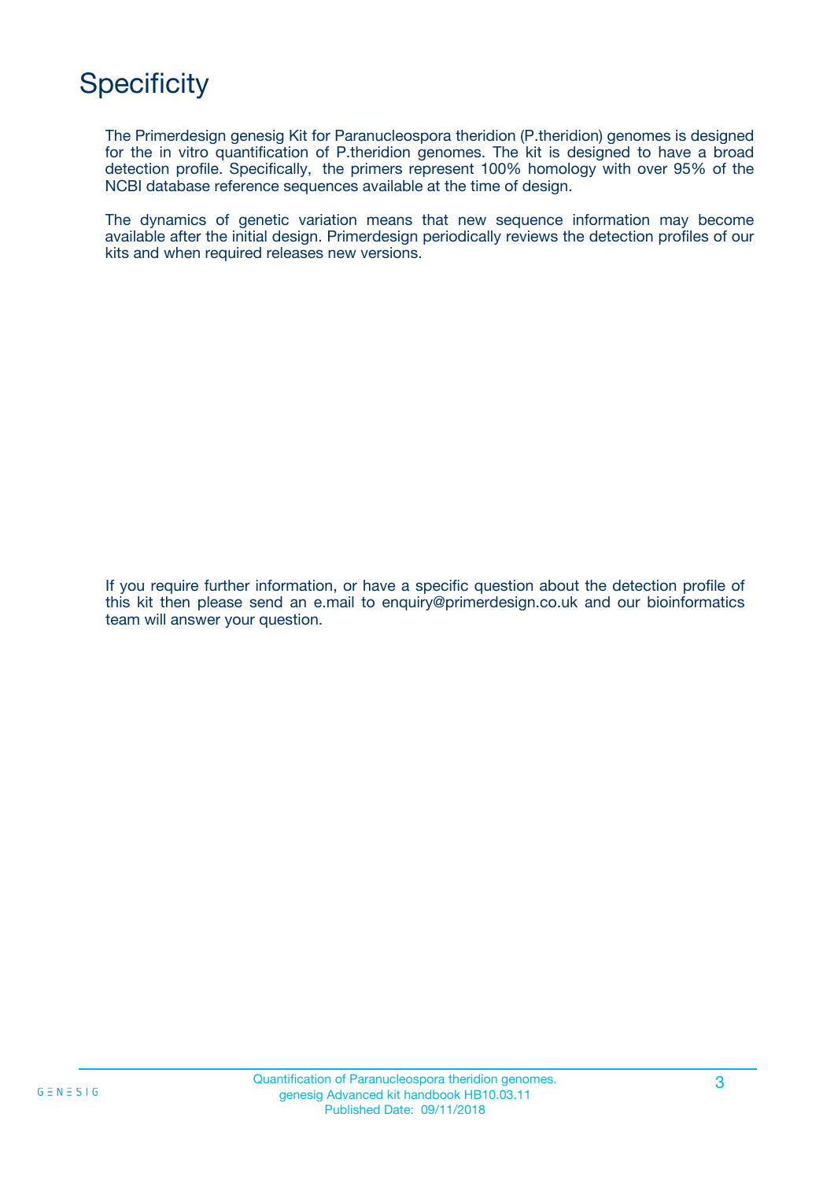# Specificity

The Primerdesign genesig Kit for Paranucleospora theridion (P.theridion) genomes is designed for the in vitro quantification of P.theridion genomes. The kit is designed to have a broad detection profile. Specifically, the primers represent 100% homology with over 95% of the NCBI database reference sequences available at the time of design.

The dynamics of genetic variation means that new sequence information may become available after the initial design. Primerdesign periodically reviews the detection profiles of our kits and when required releases new versions.

If you require further information, or have a specific question about the detection profile of this kit then please send an e.mail to enquiry@primerdesign.co.uk and our bioinformatics team will answer your question.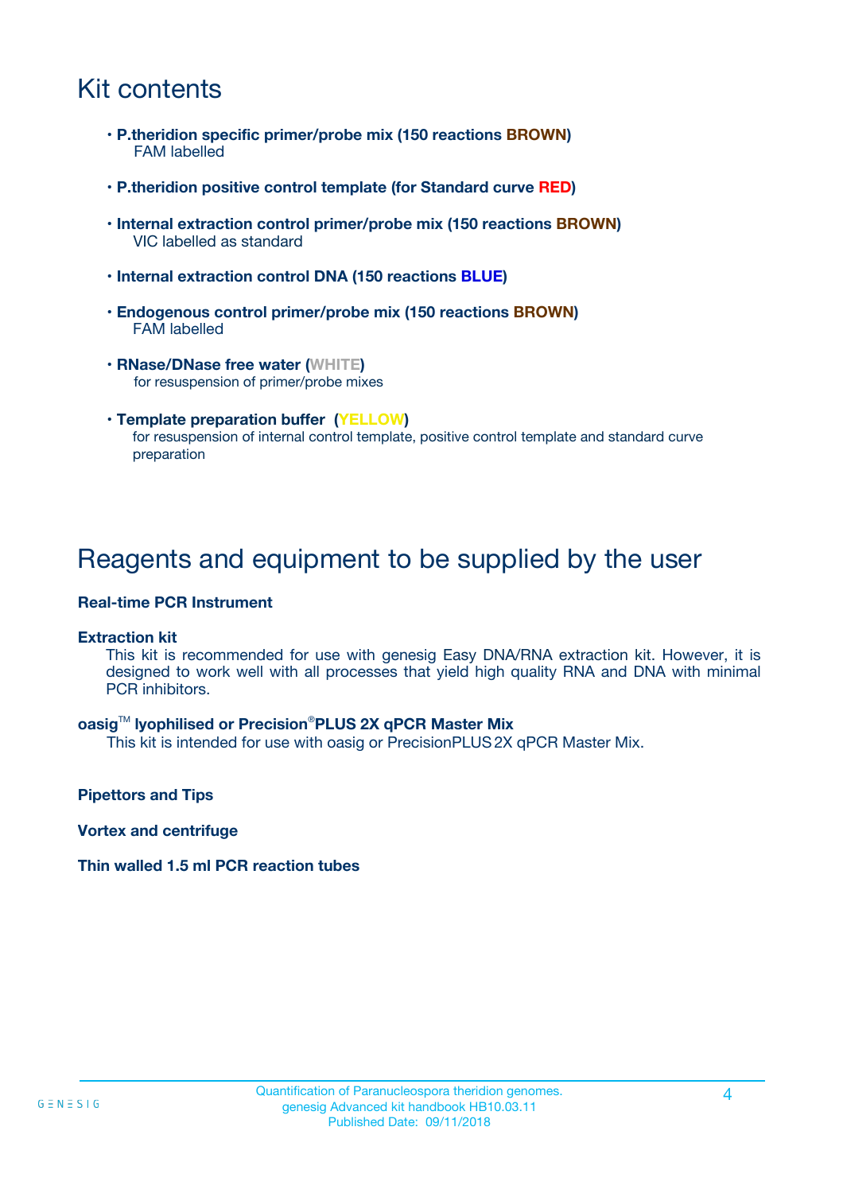# Kit contents

- **P.theridion specific primer/probe mix (150 reactions BROWN)**
  FAM labelled
- **P.theridion positive control template (for Standard curve RED)**
- **Internal extraction control primer/probe mix (150 reactions BROWN)**
  VIC labelled as standard
- **Internal extraction control DNA (150 reactions BLUE)**
- **Endogenous control primer/probe mix (150 reactions BROWN)**
  FAM labelled
- **RNase/DNase free water (WHITE)**
  for resuspension of primer/probe mixes
- **Template preparation buffer (YELLOW)**
  for resuspension of internal control template, positive control template and standard curve preparation

# Reagents and equipment to be supplied by the user

**Real-time PCR Instrument**

**Extraction kit**

This kit is recommended for use with genesig Easy DNA/RNA extraction kit. However, it is designed to work well with all processes that yield high quality RNA and DNA with minimal PCR inhibitors.

**oasig™ lyophilised or Precision®PLUS 2X qPCR Master Mix**

This kit is intended for use with oasig or PrecisionPLUS 2X qPCR Master Mix.

**Pipettors and Tips**

**Vortex and centrifuge**

**Thin walled 1.5 ml PCR reaction tubes**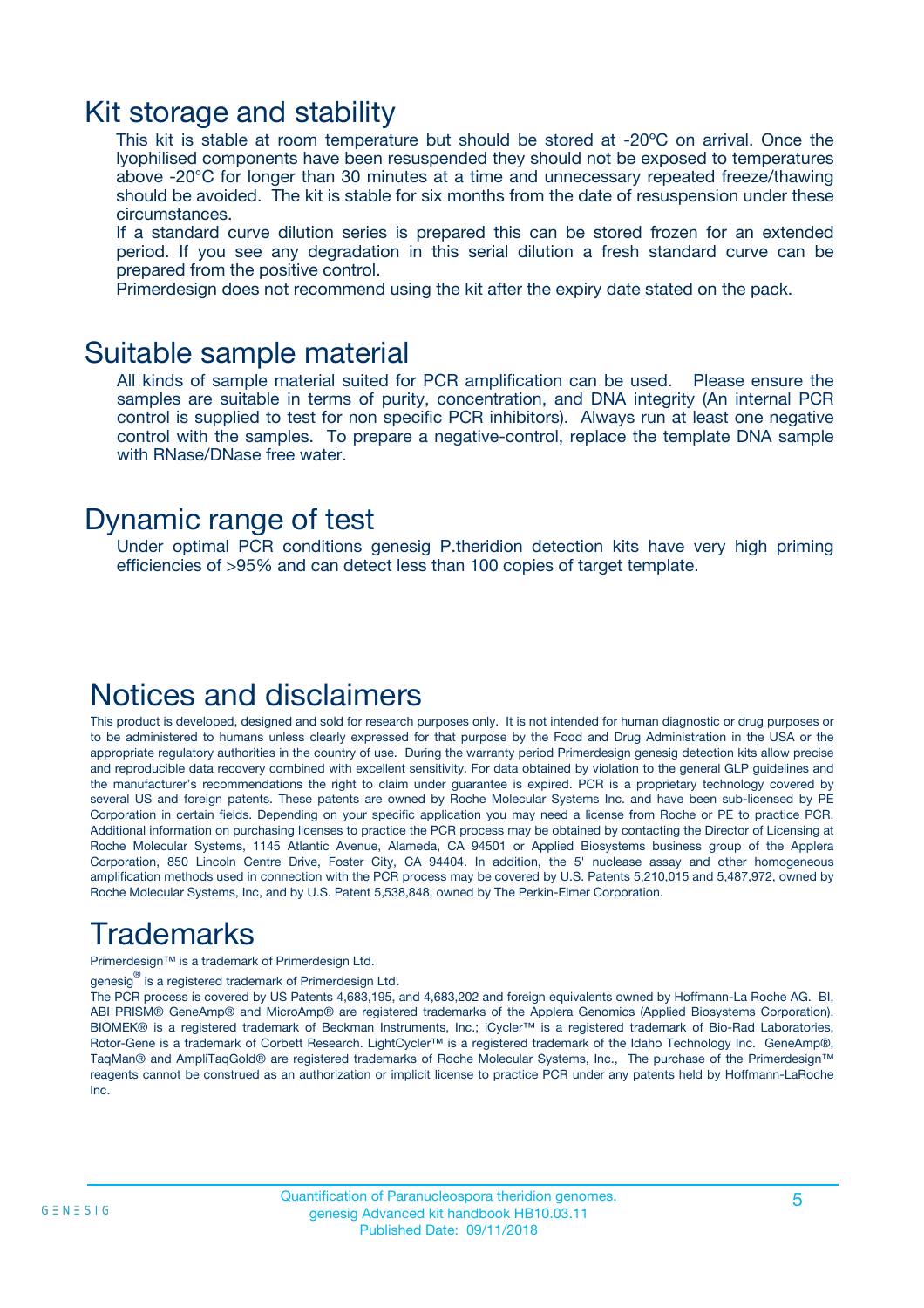## Kit storage and stability

This kit is stable at room temperature but should be stored at -20ºC on arrival. Once the lyophilised components have been resuspended they should not be exposed to temperatures above -20°C for longer than 30 minutes at a time and unnecessary repeated freeze/thawing should be avoided. The kit is stable for six months from the date of resuspension under these circumstances.

If a standard curve dilution series is prepared this can be stored frozen for an extended period. If you see any degradation in this serial dilution a fresh standard curve can be prepared from the positive control.

Primerdesign does not recommend using the kit after the expiry date stated on the pack.

## Suitable sample material

All kinds of sample material suited for PCR amplification can be used. Please ensure the samples are suitable in terms of purity, concentration, and DNA integrity (An internal PCR control is supplied to test for non specific PCR inhibitors). Always run at least one negative control with the samples. To prepare a negative-control, replace the template DNA sample with RNase/DNase free water.

## Dynamic range of test

Under optimal PCR conditions genesig P.theridion detection kits have very high priming efficiencies of >95% and can detect less than 100 copies of target template.

## Notices and disclaimers

This product is developed, designed and sold for research purposes only. It is not intended for human diagnostic or drug purposes or to be administered to humans unless clearly expressed for that purpose by the Food and Drug Administration in the USA or the appropriate regulatory authorities in the country of use. During the warranty period Primerdesign genesig detection kits allow precise and reproducible data recovery combined with excellent sensitivity. For data obtained by violation to the general GLP guidelines and the manufacturer's recommendations the right to claim under guarantee is expired. PCR is a proprietary technology covered by several US and foreign patents. These patents are owned by Roche Molecular Systems Inc. and have been sub-licensed by PE Corporation in certain fields. Depending on your specific application you may need a license from Roche or PE to practice PCR. Additional information on purchasing licenses to practice the PCR process may be obtained by contacting the Director of Licensing at Roche Molecular Systems, 1145 Atlantic Avenue, Alameda, CA 94501 or Applied Biosystems business group of the Applera Corporation, 850 Lincoln Centre Drive, Foster City, CA 94404. In addition, the 5' nuclease assay and other homogeneous amplification methods used in connection with the PCR process may be covered by U.S. Patents 5,210,015 and 5,487,972, owned by Roche Molecular Systems, Inc, and by U.S. Patent 5,538,848, owned by The Perkin-Elmer Corporation.

## Trademarks

Primerdesign™ is a trademark of Primerdesign Ltd.

genesig® is a registered trademark of Primerdesign Ltd.

The PCR process is covered by US Patents 4,683,195, and 4,683,202 and foreign equivalents owned by Hoffmann-La Roche AG. BI, ABI PRISM® GeneAmp® and MicroAmp® are registered trademarks of the Applera Genomics (Applied Biosystems Corporation). BIOMEK® is a registered trademark of Beckman Instruments, Inc.; iCycler™ is a registered trademark of Bio-Rad Laboratories, Rotor-Gene is a trademark of Corbett Research. LightCycler™ is a registered trademark of the Idaho Technology Inc. GeneAmp®, TaqMan® and AmpliTaqGold® are registered trademarks of Roche Molecular Systems, Inc., The purchase of the Primerdesign™ reagents cannot be construed as an authorization or implicit license to practice PCR under any patents held by Hoffmann-LaRoche Inc.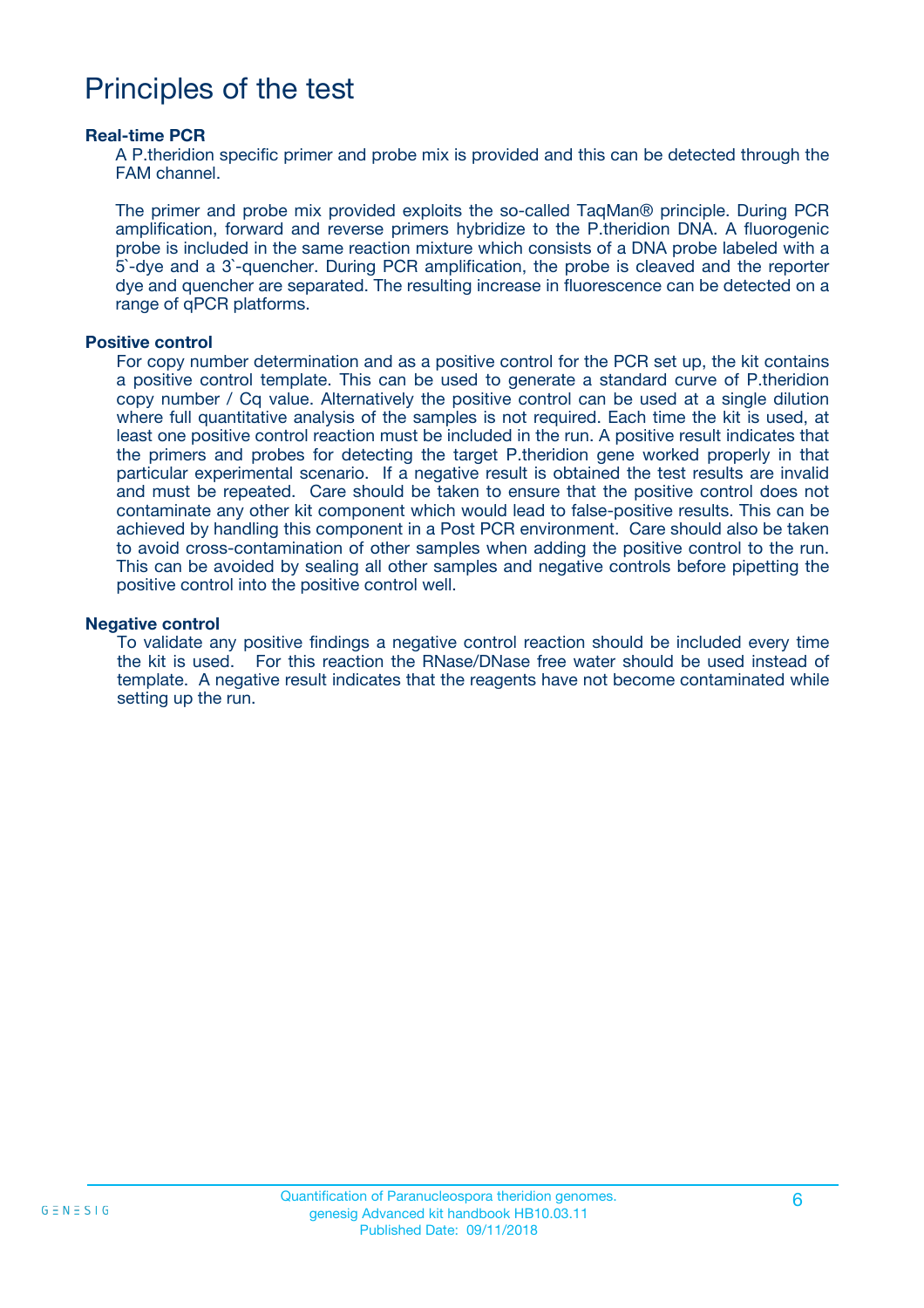# Principles of the test

### Real-time PCR

A P.theridion specific primer and probe mix is provided and this can be detected through the FAM channel.

The primer and probe mix provided exploits the so-called TaqMan® principle. During PCR amplification, forward and reverse primers hybridize to the P.theridion DNA. A fluorogenic probe is included in the same reaction mixture which consists of a DNA probe labeled with a 5`-dye and a 3`-quencher. During PCR amplification, the probe is cleaved and the reporter dye and quencher are separated. The resulting increase in fluorescence can be detected on a range of qPCR platforms.

### Positive control

For copy number determination and as a positive control for the PCR set up, the kit contains a positive control template. This can be used to generate a standard curve of P.theridion copy number / Cq value. Alternatively the positive control can be used at a single dilution where full quantitative analysis of the samples is not required. Each time the kit is used, at least one positive control reaction must be included in the run. A positive result indicates that the primers and probes for detecting the target P.theridion gene worked properly in that particular experimental scenario. If a negative result is obtained the test results are invalid and must be repeated. Care should be taken to ensure that the positive control does not contaminate any other kit component which would lead to false-positive results. This can be achieved by handling this component in a Post PCR environment. Care should also be taken to avoid cross-contamination of other samples when adding the positive control to the run. This can be avoided by sealing all other samples and negative controls before pipetting the positive control into the positive control well.

### Negative control

To validate any positive findings a negative control reaction should be included every time the kit is used. For this reaction the RNase/DNase free water should be used instead of template. A negative result indicates that the reagents have not become contaminated while setting up the run.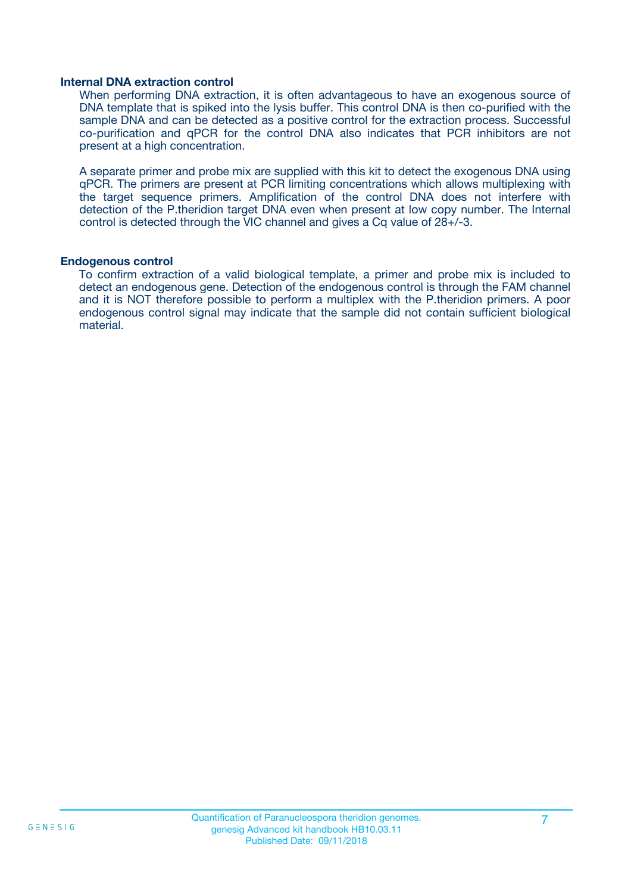### Internal DNA extraction control

When performing DNA extraction, it is often advantageous to have an exogenous source of DNA template that is spiked into the lysis buffer. This control DNA is then co-purified with the sample DNA and can be detected as a positive control for the extraction process. Successful co-purification and qPCR for the control DNA also indicates that PCR inhibitors are not present at a high concentration.

A separate primer and probe mix are supplied with this kit to detect the exogenous DNA using qPCR. The primers are present at PCR limiting concentrations which allows multiplexing with the target sequence primers. Amplification of the control DNA does not interfere with detection of the P.theridion target DNA even when present at low copy number. The Internal control is detected through the VIC channel and gives a Cq value of 28+/-3.

### Endogenous control

To confirm extraction of a valid biological template, a primer and probe mix is included to detect an endogenous gene. Detection of the endogenous control is through the FAM channel and it is NOT therefore possible to perform a multiplex with the P.theridion primers. A poor endogenous control signal may indicate that the sample did not contain sufficient biological material.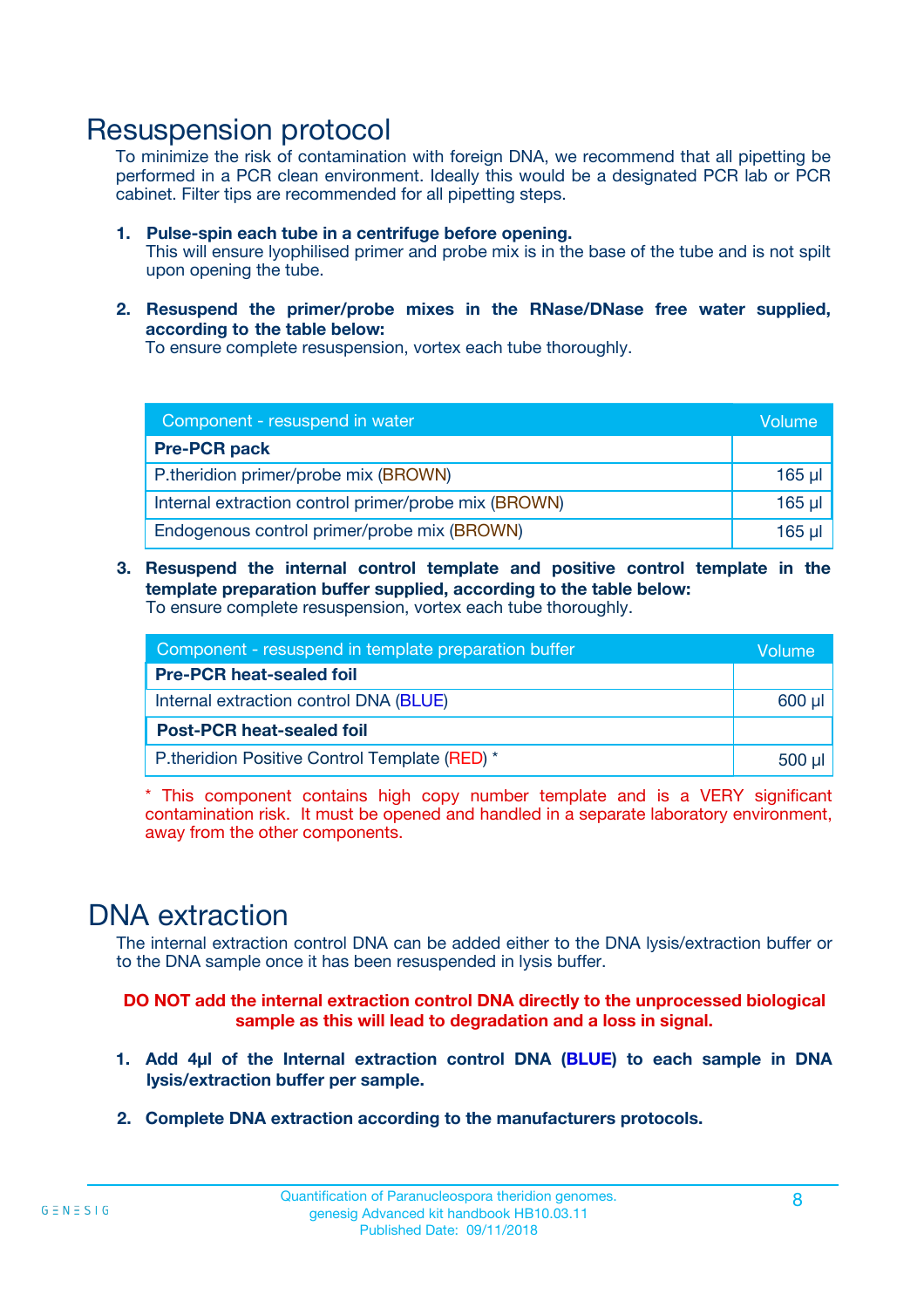# Resuspension protocol

To minimize the risk of contamination with foreign DNA, we recommend that all pipetting be performed in a PCR clean environment. Ideally this would be a designated PCR lab or PCR cabinet. Filter tips are recommended for all pipetting steps.

1. **Pulse-spin each tube in a centrifuge before opening.**
   This will ensure lyophilised primer and probe mix is in the base of the tube and is not spilt upon opening the tube.

2. **Resuspend the primer/probe mixes in the RNase/DNase free water supplied, according to the table below:**
   To ensure complete resuspension, vortex each tube thoroughly.

| Component - resuspend in water | Volume |
|---|---|
| **Pre-PCR pack** | |
| P.theridion primer/probe mix (BROWN) | 165 µl |
| Internal extraction control primer/probe mix (BROWN) | 165 µl |
| Endogenous control primer/probe mix (BROWN) | 165 µl |

3. **Resuspend the internal control template and positive control template in the template preparation buffer supplied, according to the table below:**
   To ensure complete resuspension, vortex each tube thoroughly.

| Component - resuspend in template preparation buffer | Volume |
|---|---|
| **Pre-PCR heat-sealed foil** | |
| Internal extraction control DNA (BLUE) | 600 µl |
| **Post-PCR heat-sealed foil** | |
| P.theridion Positive Control Template (RED) * | 500 µl |

\* This component contains high copy number template and is a VERY significant contamination risk. It must be opened and handled in a separate laboratory environment, away from the other components.

# DNA extraction

The internal extraction control DNA can be added either to the DNA lysis/extraction buffer or to the DNA sample once it has been resuspended in lysis buffer.

**DO NOT add the internal extraction control DNA directly to the unprocessed biological sample as this will lead to degradation and a loss in signal.**

1. **Add 4µl of the Internal extraction control DNA (BLUE) to each sample in DNA lysis/extraction buffer per sample.**

2. **Complete DNA extraction according to the manufacturers protocols.**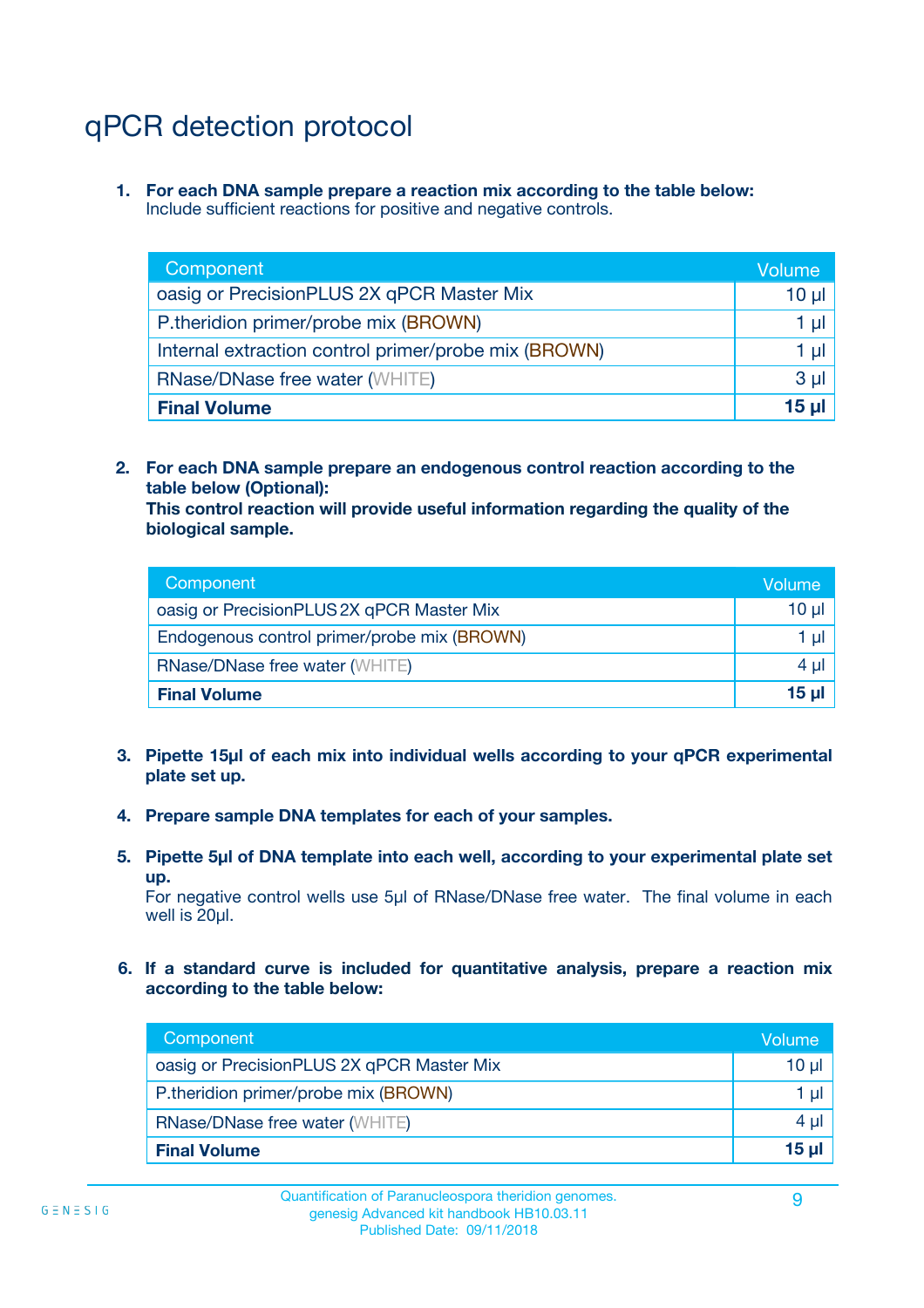# qPCR detection protocol

1. **For each DNA sample prepare a reaction mix according to the table below:**
   Include sufficient reactions for positive and negative controls.

| Component | Volume |
|---|---|
| oasig or PrecisionPLUS 2X qPCR Master Mix | 10 µl |
| P.theridion primer/probe mix (BROWN) | 1 µl |
| Internal extraction control primer/probe mix (BROWN) | 1 µl |
| RNase/DNase free water (WHITE) | 3 µl |
| **Final Volume** | **15 µl** |

2. **For each DNA sample prepare an endogenous control reaction according to the table below (Optional):**
   **This control reaction will provide useful information regarding the quality of the biological sample.**

| Component | Volume |
|---|---|
| oasig or PrecisionPLUS 2X qPCR Master Mix | 10 µl |
| Endogenous control primer/probe mix (BROWN) | 1 µl |
| RNase/DNase free water (WHITE) | 4 µl |
| **Final Volume** | **15 µl** |

3. **Pipette 15µl of each mix into individual wells according to your qPCR experimental plate set up.**

4. **Prepare sample DNA templates for each of your samples.**

5. **Pipette 5µl of DNA template into each well, according to your experimental plate set up.**
   For negative control wells use 5µl of RNase/DNase free water. The final volume in each well is 20µl.

6. **If a standard curve is included for quantitative analysis, prepare a reaction mix according to the table below:**

| Component | Volume |
|---|---|
| oasig or PrecisionPLUS 2X qPCR Master Mix | 10 µl |
| P.theridion primer/probe mix (BROWN) | 1 µl |
| RNase/DNase free water (WHITE) | 4 µl |
| **Final Volume** | **15 µl** |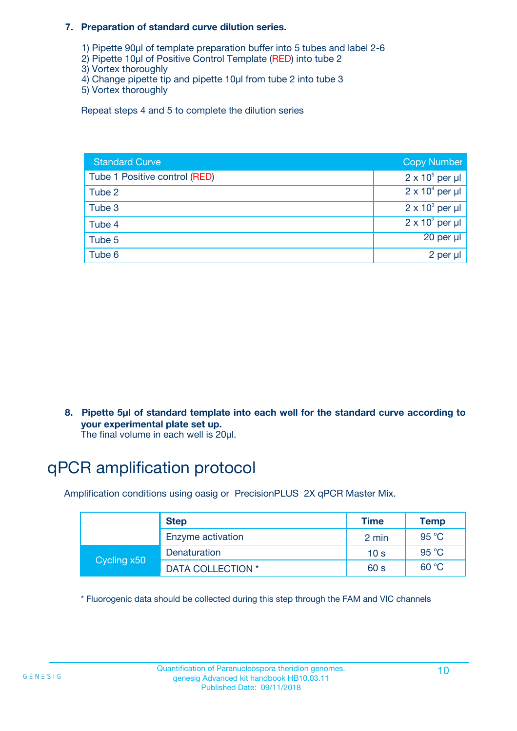**7. Preparation of standard curve dilution series.**

1) Pipette 90µl of template preparation buffer into 5 tubes and label 2-6
2) Pipette 10µl of Positive Control Template (RED) into tube 2
3) Vortex thoroughly
4) Change pipette tip and pipette 10µl from tube 2 into tube 3
5) Vortex thoroughly

Repeat steps 4 and 5 to complete the dilution series

| Standard Curve | Copy Number |
|---|---|
| Tube 1 Positive control (RED) | $2 \times 10^5$ per µl |
| Tube 2 | $2 \times 10^4$ per µl |
| Tube 3 | $2 \times 10^3$ per µl |
| Tube 4 | $2 \times 10^2$ per µl |
| Tube 5 | 20 per µl |
| Tube 6 | 2 per µl |

**8. Pipette 5µl of standard template into each well for the standard curve according to your experimental plate set up.**
The final volume in each well is 20µl.

# qPCR amplification protocol

Amplification conditions using oasig or PrecisionPLUS 2X qPCR Master Mix.

| | Step | Time | Temp |
|---|---|---|---|
| | Enzyme activation | 2 min | 95 °C |
| Cycling x50 | Denaturation | 10 s | 95 °C |
| | DATA COLLECTION * | 60 s | 60 °C |

* Fluorogenic data should be collected during this step through the FAM and VIC channels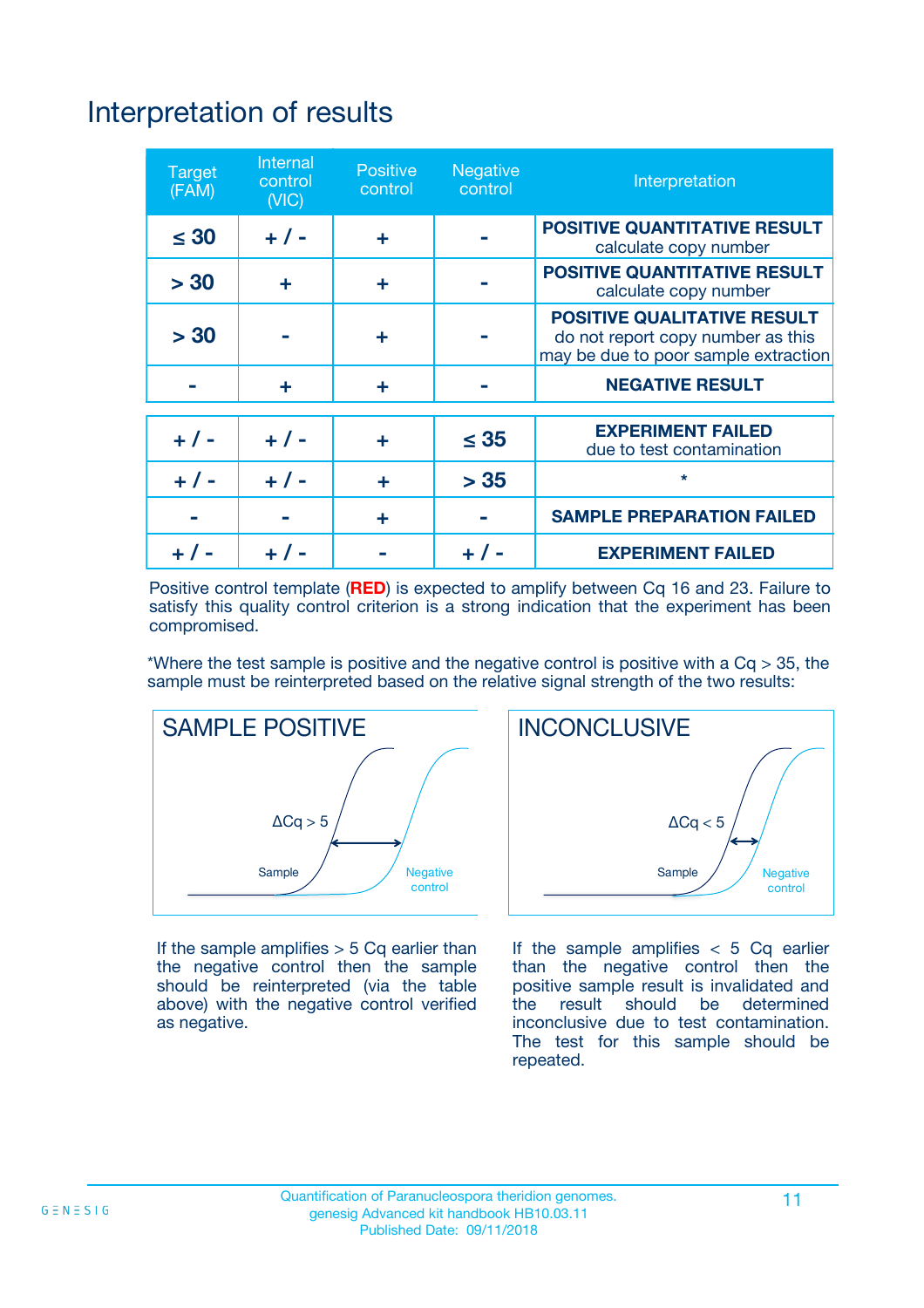# Interpretation of results

| Target (FAM) | Internal control (VIC) | Positive control | Negative control | Interpretation |
|---|---|---|---|---|
| ≤ 30 | + / - | + | - | **POSITIVE QUANTITATIVE RESULT** calculate copy number |
| > 30 | + | + | - | **POSITIVE QUANTITATIVE RESULT** calculate copy number |
| > 30 | - | + | - | **POSITIVE QUALITATIVE RESULT** do not report copy number as this may be due to poor sample extraction |
| - | + | + | - | **NEGATIVE RESULT** |
| + / - | + / - | + | ≤ 35 | **EXPERIMENT FAILED** due to test contamination |
| + / - | + / - | + | > 35 | * |
| - | - | + | - | **SAMPLE PREPARATION FAILED** |
| + / - | + / - | - | + / - | **EXPERIMENT FAILED** |

Positive control template (**RED**) is expected to amplify between Cq 16 and 23. Failure to satisfy this quality control criterion is a strong indication that the experiment has been compromised.

*Where the test sample is positive and the negative control is positive with a Cq > 35, the sample must be reinterpreted based on the relative signal strength of the two results:

**SAMPLE POSITIVE**

ΔCq > 5

Sample — Negative control

If the sample amplifies > 5 Cq earlier than the negative control then the sample should be reinterpreted (via the table above) with the negative control verified as negative.

**INCONCLUSIVE**

ΔCq < 5

Sample — Negative control

If the sample amplifies < 5 Cq earlier than the negative control then the positive sample result is invalidated and the result should be determined inconclusive due to test contamination. The test for this sample should be repeated.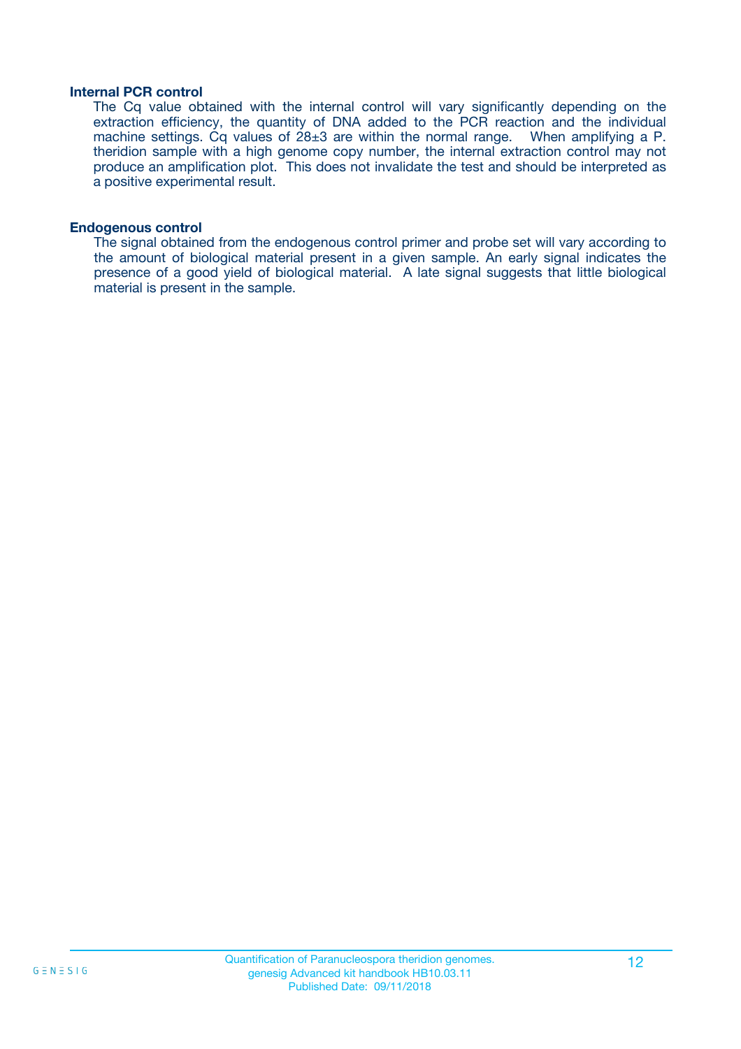### Internal PCR control

The Cq value obtained with the internal control will vary significantly depending on the extraction efficiency, the quantity of DNA added to the PCR reaction and the individual machine settings. Cq values of 28±3 are within the normal range. When amplifying a P. theridion sample with a high genome copy number, the internal extraction control may not produce an amplification plot. This does not invalidate the test and should be interpreted as a positive experimental result.

### Endogenous control

The signal obtained from the endogenous control primer and probe set will vary according to the amount of biological material present in a given sample. An early signal indicates the presence of a good yield of biological material. A late signal suggests that little biological material is present in the sample.